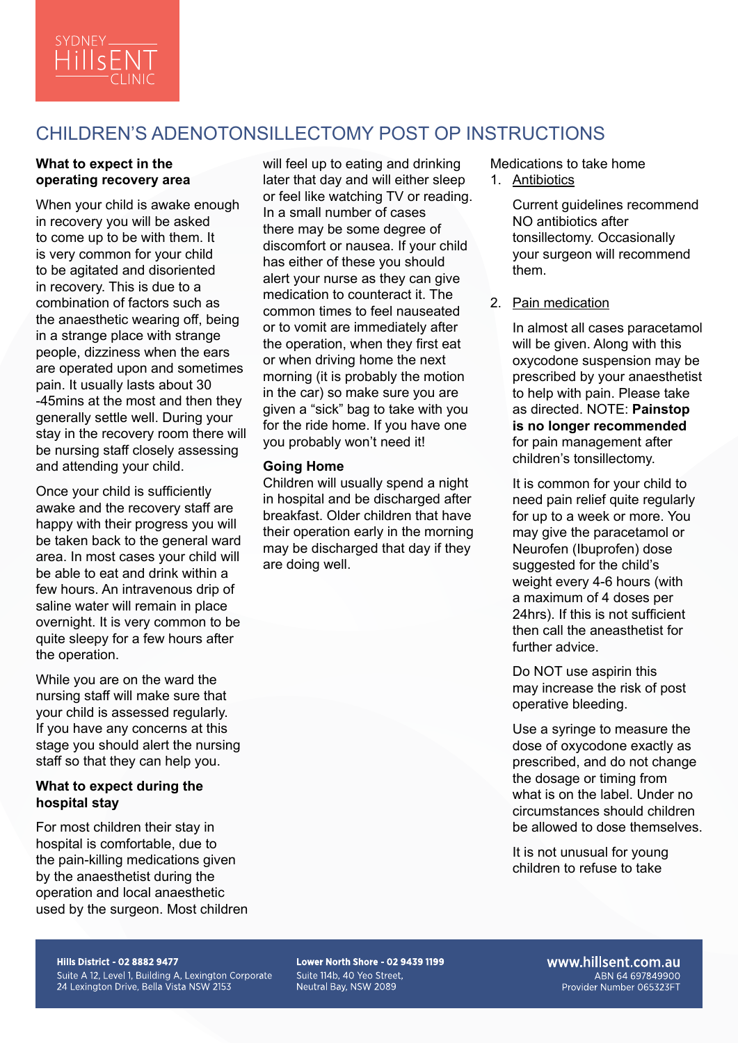SYDNEY HillsENT CLINIC

# CHILDREN'S ADENOTONSILLECTOMY POST OP INSTRUCTIONS

**What to expect in the operating recovery area**

When your child is awake enough in recovery you will be asked to come up to be with them. It is very common for your child to be agitated and disoriented in recovery. This is due to a combination of factors such as the anaesthetic wearing off, being in a strange place with strange people, dizziness when the ears are operated upon and sometimes pain. It usually lasts about 30 -45mins at the most and then they generally settle well. During your stay in the recovery room there will be nursing staff closely assessing and attending your child.

Once your child is sufficiently awake and the recovery staff are happy with their progress you will be taken back to the general ward area. In most cases your child will be able to eat and drink within a few hours. An intravenous drip of saline water will remain in place overnight. It is very common to be quite sleepy for a few hours after the operation.

While you are on the ward the nursing staff will make sure that your child is assessed regularly. If you have any concerns at this stage you should alert the nursing staff so that they can help you.

**What to expect during the hospital stay**

For most children their stay in hospital is comfortable, due to the pain-killing medications given by the anaesthetist during the operation and local anaesthetic used by the surgeon. Most children will feel up to eating and drinking later that day and will either sleep or feel like watching TV or reading. In a small number of cases there may be some degree of discomfort or nausea. If your child has either of these you should alert your nurse as they can give medication to counteract it. The common times to feel nauseated or to vomit are immediately after the operation, when they first eat or when driving home the next morning (it is probably the motion in the car) so make sure you are given a "sick" bag to take with you for the ride home. If you have one you probably won't need it!

**Going Home**

Children will usually spend a night in hospital and be discharged after breakfast. Older children that have their operation early in the morning may be discharged that day if they are doing well.

Medications to take home

1. Antibiotics

   Current guidelines recommend NO antibiotics after tonsillectomy. Occasionally your surgeon will recommend them.

2. Pain medication

   In almost all cases paracetamol will be given. Along with this oxycodone suspension may be prescribed by your anaesthetist to help with pain. Please take as directed. NOTE: **Painstop is no longer recommended** for pain management after children's tonsillectomy.

   It is common for your child to need pain relief quite regularly for up to a week or more. You may give the paracetamol or Neurofen (Ibuprofen) dose suggested for the child's weight every 4-6 hours (with a maximum of 4 doses per 24hrs). If this is not sufficient then call the aneasthetist for further advice.

   Do NOT use aspirin this may increase the risk of post operative bleeding.

   Use a syringe to measure the dose of oxycodone exactly as prescribed, and do not change the dosage or timing from what is on the label. Under no circumstances should children be allowed to dose themselves.

   It is not unusual for young children to refuse to take

**Hills District - 02 8882 9477**
Suite A 12, Level 1, Building A, Lexington Corporate
24 Lexington Drive, Bella Vista NSW 2153

**Lower North Shore - 02 9439 1199**
Suite 114b, 40 Yeo Street,
Neutral Bay, NSW 2089

www.hillsent.com.au
ABN 64 697849900
Provider Number 065323FT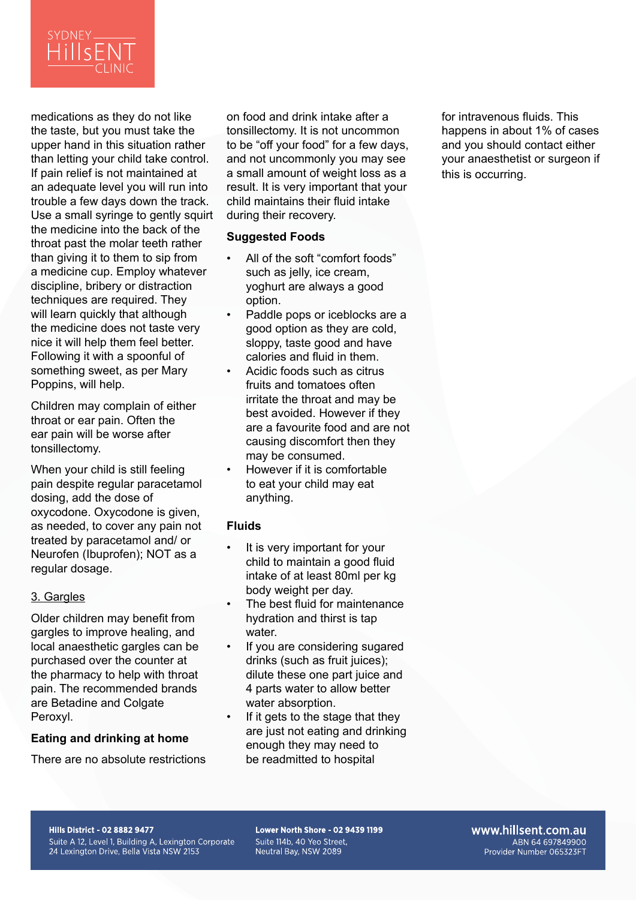medications as they do not like the taste, but you must take the upper hand in this situation rather than letting your child take control. If pain relief is not maintained at an adequate level you will run into trouble a few days down the track. Use a small syringe to gently squirt the medicine into the back of the throat past the molar teeth rather than giving it to them to sip from a medicine cup. Employ whatever discipline, bribery or distraction techniques are required. They will learn quickly that although the medicine does not taste very nice it will help them feel better. Following it with a spoonful of something sweet, as per Mary Poppins, will help.

Children may complain of either throat or ear pain. Often the ear pain will be worse after tonsillectomy.

When your child is still feeling pain despite regular paracetamol dosing, add the dose of oxycodone. Oxycodone is given, as needed, to cover any pain not treated by paracetamol and/ or Neurofen (Ibuprofen); NOT as a regular dosage.

3. Gargles

Older children may benefit from gargles to improve healing, and local anaesthetic gargles can be purchased over the counter at the pharmacy to help with throat pain. The recommended brands are Betadine and Colgate Peroxyl.

**Eating and drinking at home**

There are no absolute restrictions on food and drink intake after a tonsillectomy. It is not uncommon to be "off your food" for a few days, and not uncommonly you may see a small amount of weight loss as a result. It is very important that your child maintains their fluid intake during their recovery.

**Suggested Foods**

- All of the soft "comfort foods" such as jelly, ice cream, yoghurt are always a good option.
- Paddle pops or iceblocks are a good option as they are cold, sloppy, taste good and have calories and fluid in them.
- Acidic foods such as citrus fruits and tomatoes often irritate the throat and may be best avoided. However if they are a favourite food and are not causing discomfort then they may be consumed.
- However if it is comfortable to eat your child may eat anything.

**Fluids**

- It is very important for your child to maintain a good fluid intake of at least 80ml per kg body weight per day.
- The best fluid for maintenance hydration and thirst is tap water.
- If you are considering sugared drinks (such as fruit juices); dilute these one part juice and 4 parts water to allow better water absorption.
- If it gets to the stage that they are just not eating and drinking enough they may need to be readmitted to hospital for intravenous fluids. This happens in about 1% of cases and you should contact either your anaesthetist or surgeon if this is occurring.